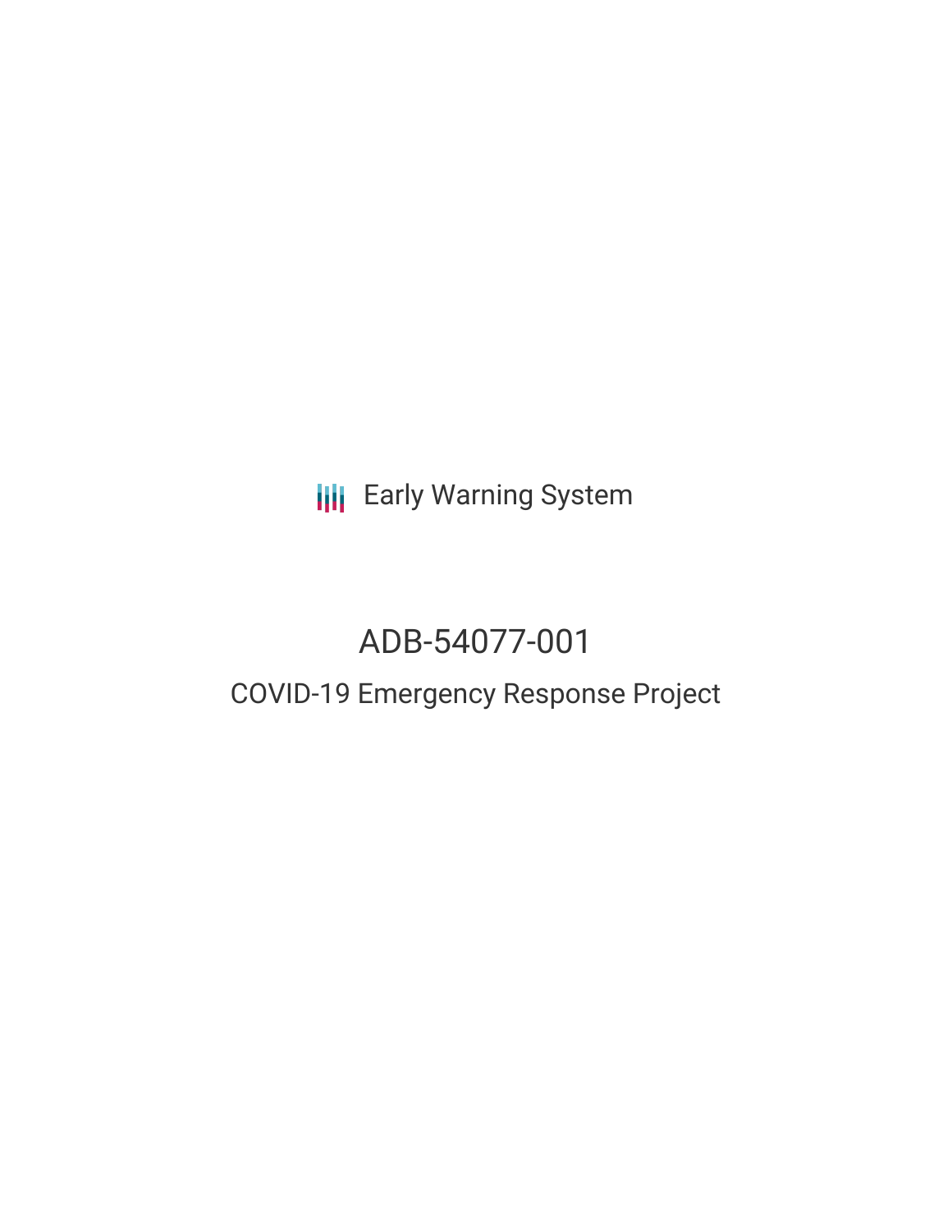Early Warning System

# ADB-54077-001

## COVID-19 Emergency Response Project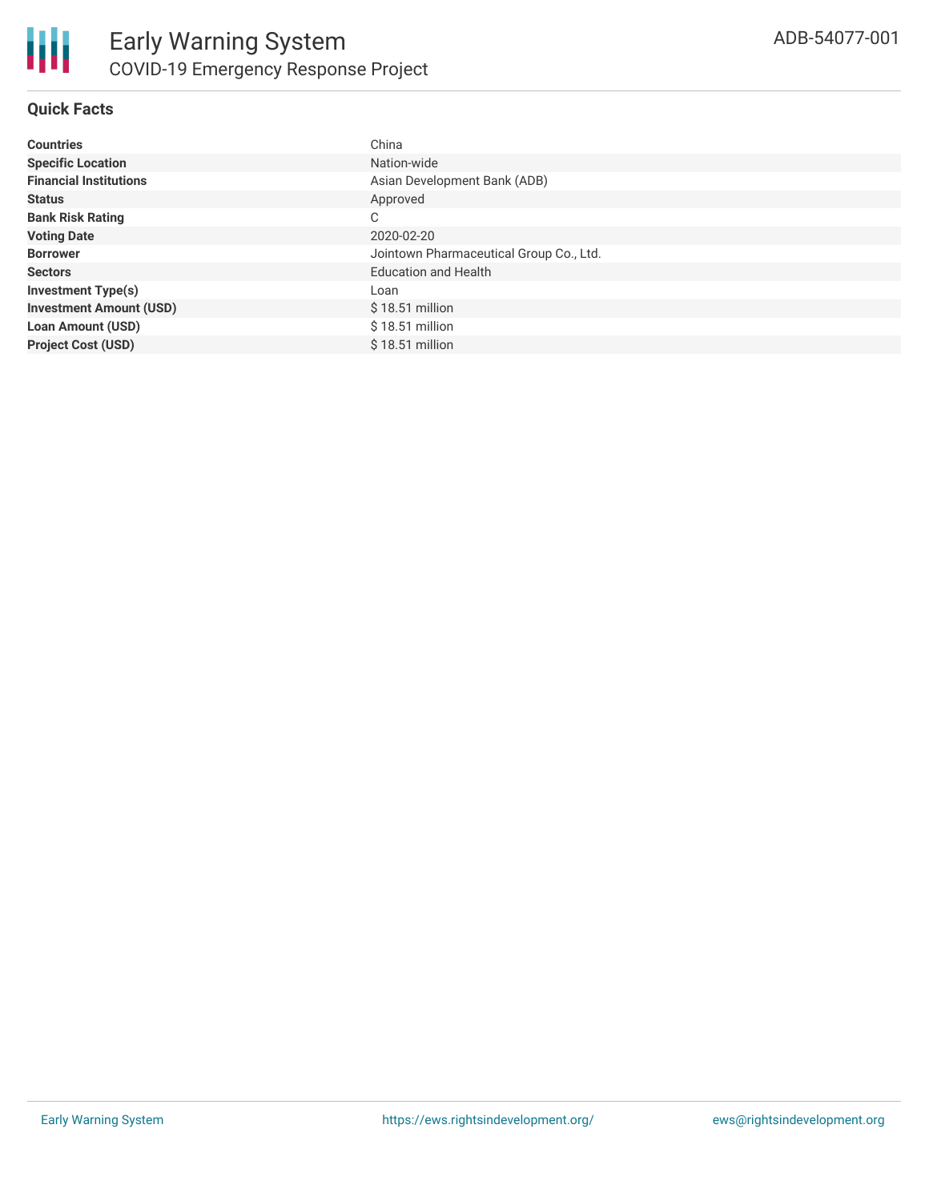# Early Warning System

## COVID-19 Emergency Response Project

ADB-54077-001

### Quick Facts

| | |
|---|---|
| **Countries** | China |
| **Specific Location** | Nation-wide |
| **Financial Institutions** | Asian Development Bank (ADB) |
| **Status** | Approved |
| **Bank Risk Rating** | C |
| **Voting Date** | 2020-02-20 |
| **Borrower** | Jointown Pharmaceutical Group Co., Ltd. |
| **Sectors** | Education and Health |
| **Investment Type(s)** | Loan |
| **Investment Amount (USD)** | $ 18.51 million |
| **Loan Amount (USD)** | $ 18.51 million |
| **Project Cost (USD)** | $ 18.51 million |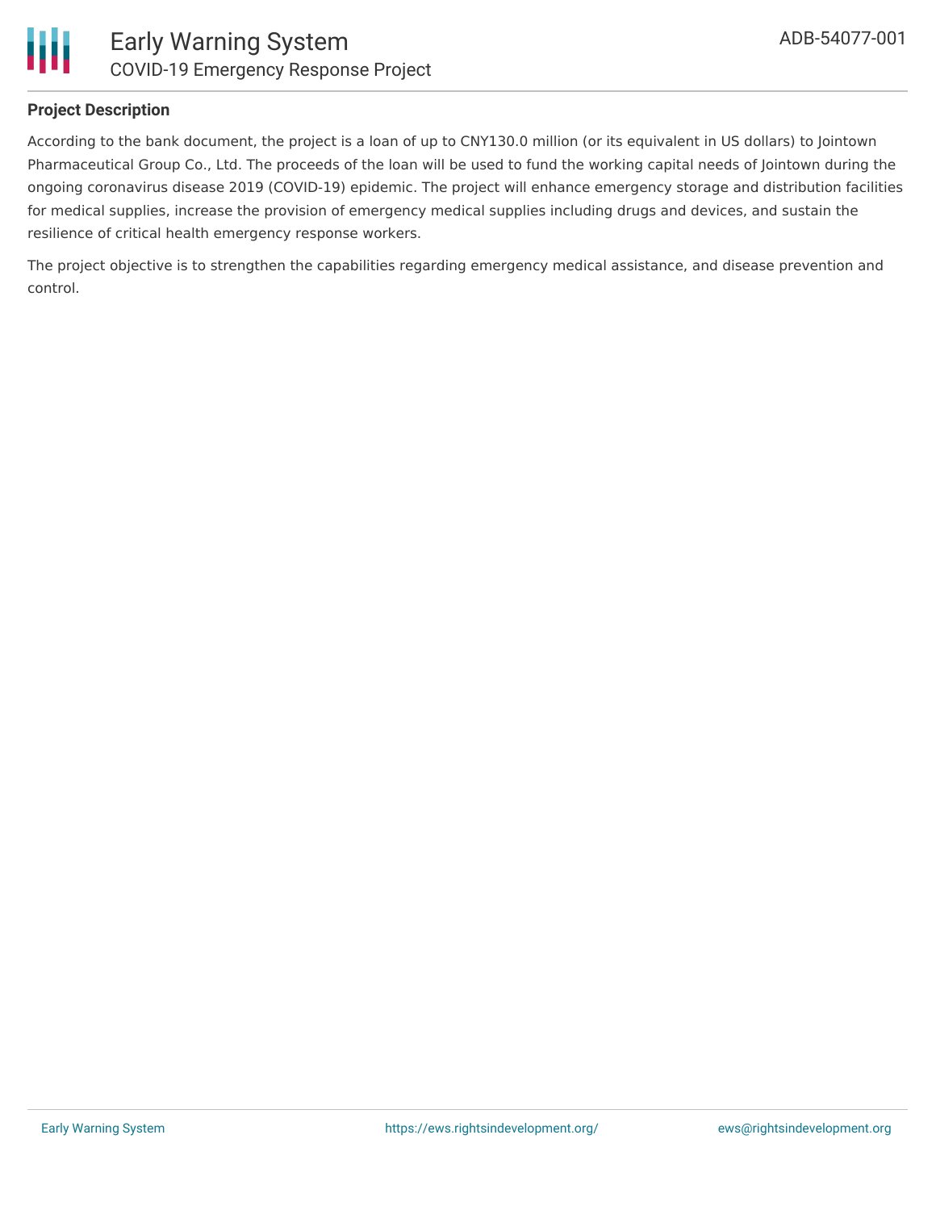## Project Description

According to the bank document, the project is a loan of up to CNY130.0 million (or its equivalent in US dollars) to Jointown Pharmaceutical Group Co., Ltd. The proceeds of the loan will be used to fund the working capital needs of Jointown during the ongoing coronavirus disease 2019 (COVID-19) epidemic. The project will enhance emergency storage and distribution facilities for medical supplies, increase the provision of emergency medical supplies including drugs and devices, and sustain the resilience of critical health emergency response workers.

The project objective is to strengthen the capabilities regarding emergency medical assistance, and disease prevention and control.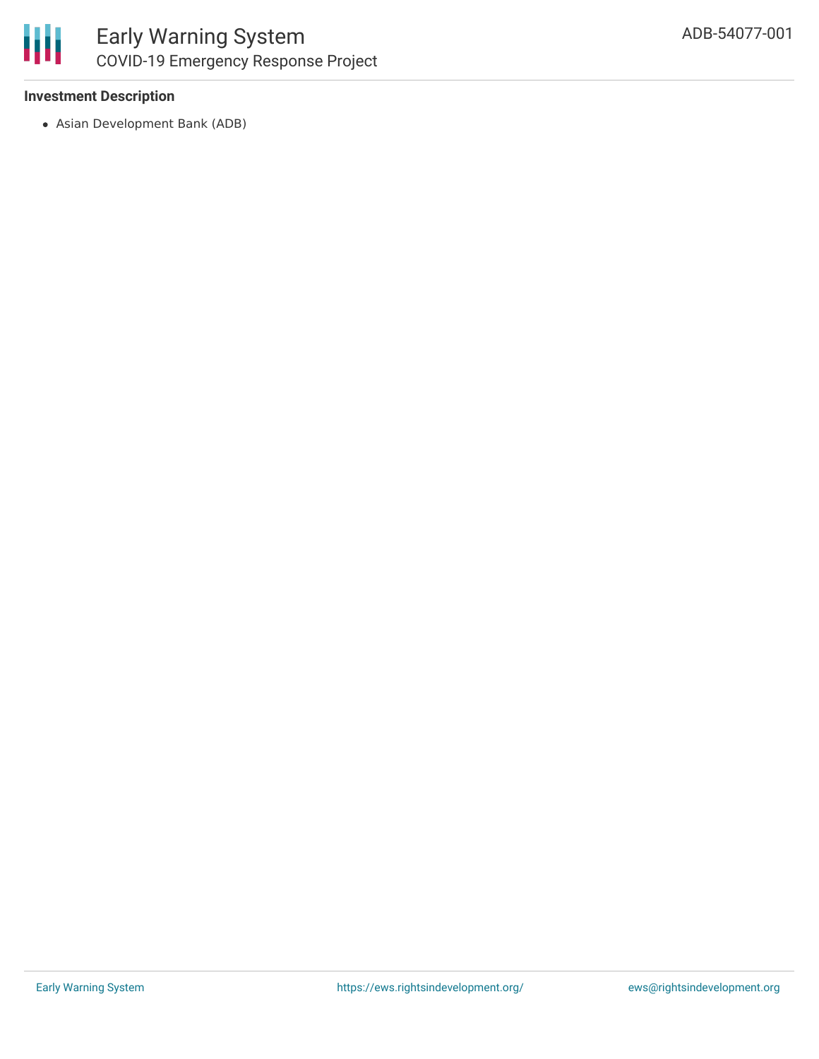### Investment Description

- Asian Development Bank (ADB)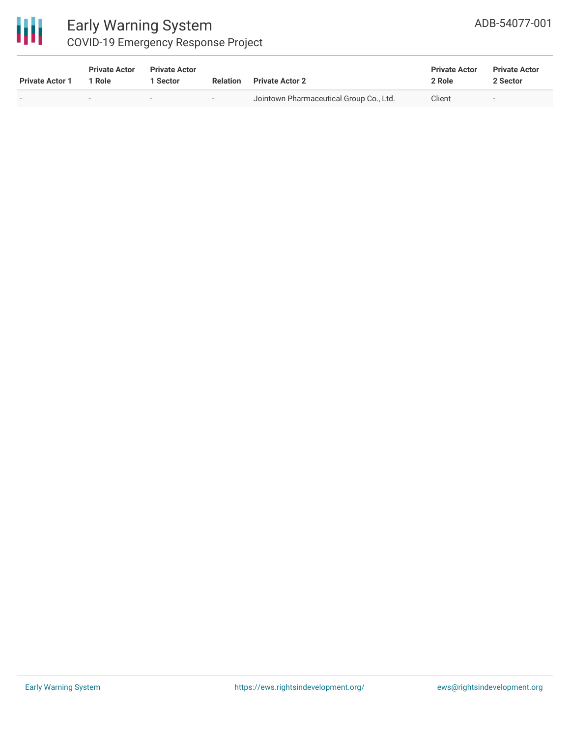| Private Actor 1 | Private Actor 1 Role | Private Actor 1 Sector | Relation | Private Actor 2 | Private Actor 2 Role | Private Actor 2 Sector |
|---|---|---|---|---|---|---|
| - | - | - | - | Jointown Pharmaceutical Group Co., Ltd. | Client | - |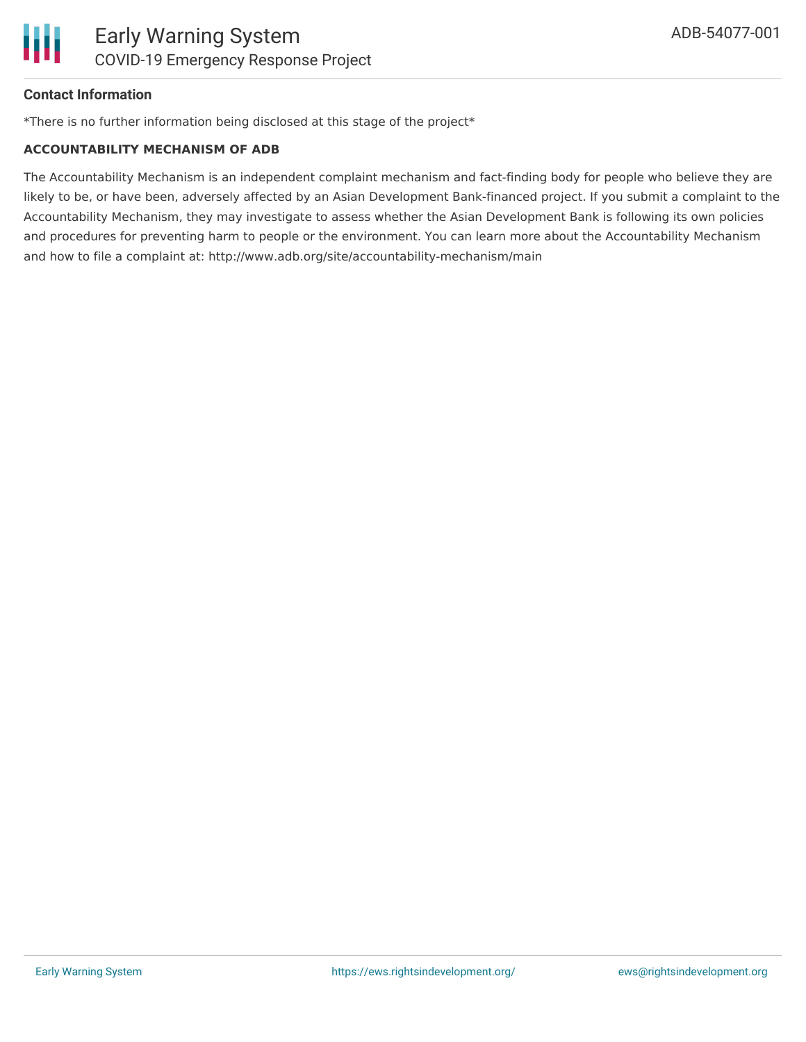#### Contact Information

*There is no further information being disclosed at this stage of the project*

**ACCOUNTABILITY MECHANISM OF ADB**

The Accountability Mechanism is an independent complaint mechanism and fact-finding body for people who believe they are likely to be, or have been, adversely affected by an Asian Development Bank-financed project. If you submit a complaint to the Accountability Mechanism, they may investigate to assess whether the Asian Development Bank is following its own policies and procedures for preventing harm to people or the environment. You can learn more about the Accountability Mechanism and how to file a complaint at: http://www.adb.org/site/accountability-mechanism/main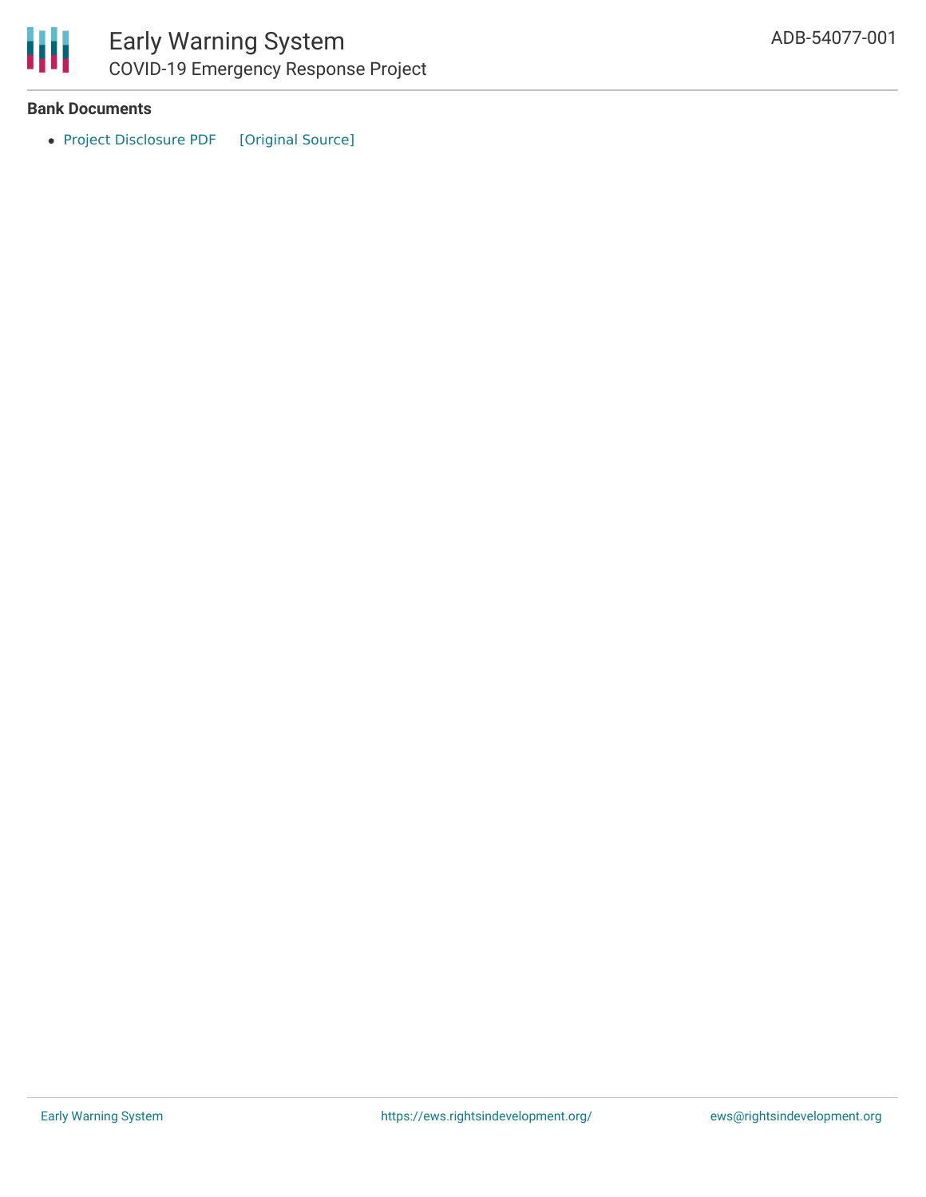**Bank Documents**

- Project Disclosure PDF [Original Source]